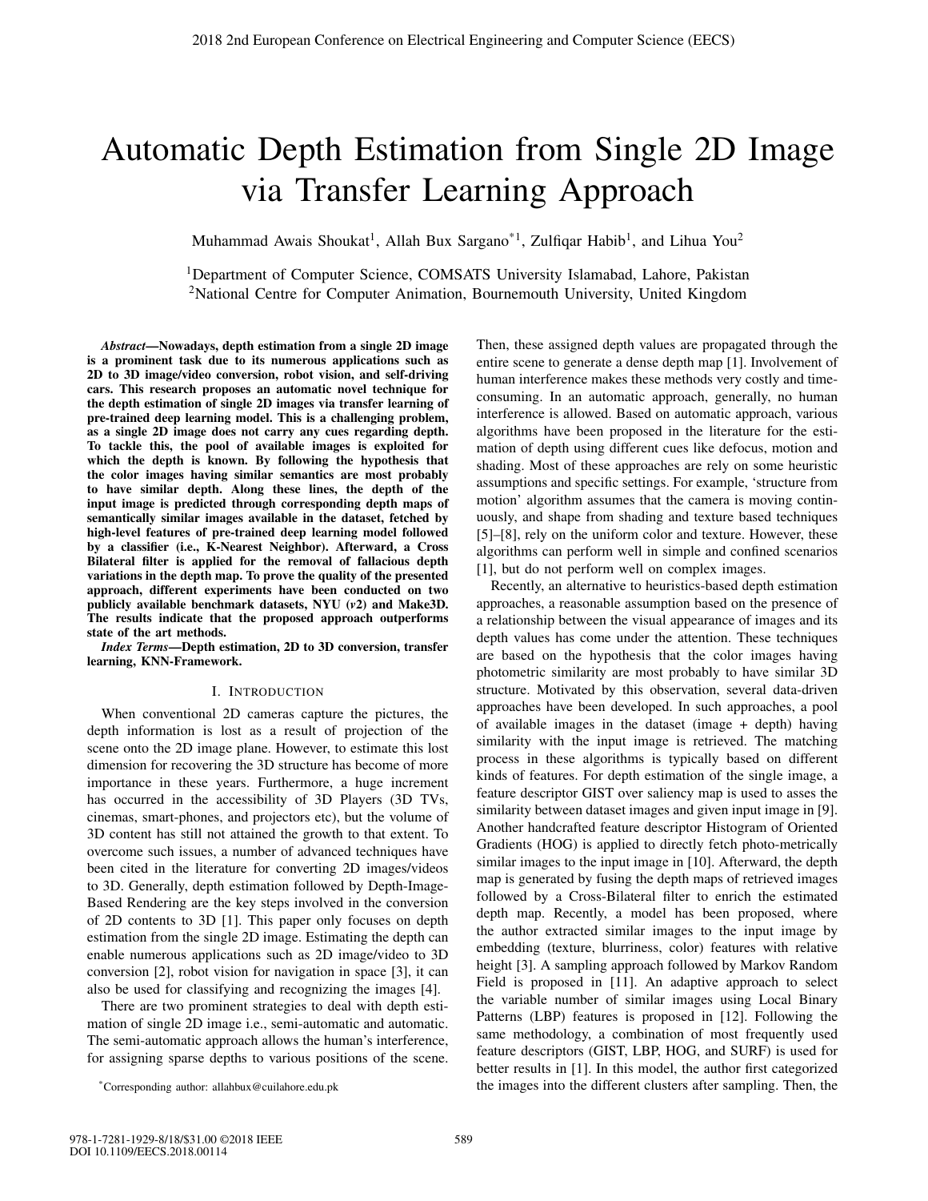# Automatic Depth Estimation from Single 2D Image via Transfer Learning Approach

Muhammad Awais Shoukat[1], Allah Bux Sargano[*1], Zulfiqar Habib[1], and Lihua You[2]

[1]Department of Computer Science, COMSATS University Islamabad, Lahore, Pakistan
[2]National Centre for Computer Animation, Bournemouth University, United Kingdom

***Abstract*—Nowadays, depth estimation from a single 2D image is a prominent task due to its numerous applications such as 2D to 3D image/video conversion, robot vision, and self-driving cars. This research proposes an automatic novel technique for the depth estimation of single 2D images via transfer learning of pre-trained deep learning model. This is a challenging problem, as a single 2D image does not carry any cues regarding depth. To tackle this, the pool of available images is exploited for which the depth is known. By following the hypothesis that the color images having similar semantics are most probably to have similar depth. Along these lines, the depth of the input image is predicted through corresponding depth maps of semantically similar images available in the dataset, fetched by high-level features of pre-trained deep learning model followed by a classifier (i.e., K-Nearest Neighbor). Afterward, a Cross Bilateral filter is applied for the removal of fallacious depth variations in the depth map. To prove the quality of the presented approach, different experiments have been conducted on two publicly available benchmark datasets, NYU (*v*2) and Make3D. The results indicate that the proposed approach outperforms state of the art methods.**

***Index Terms*—Depth estimation, 2D to 3D conversion, transfer learning, KNN-Framework.**

## I. Introduction

When conventional 2D cameras capture the pictures, the depth information is lost as a result of projection of the scene onto the 2D image plane. However, to estimate this lost dimension for recovering the 3D structure has become of more importance in these years. Furthermore, a huge increment has occurred in the accessibility of 3D Players (3D TVs, cinemas, smart-phones, and projectors etc), but the volume of 3D content has still not attained the growth to that extent. To overcome such issues, a number of advanced techniques have been cited in the literature for converting 2D images/videos to 3D. Generally, depth estimation followed by Depth-Image-Based Rendering are the key steps involved in the conversion of 2D contents to 3D [1]. This paper only focuses on depth estimation from the single 2D image. Estimating the depth can enable numerous applications such as 2D image/video to 3D conversion [2], robot vision for navigation in space [3], it can also be used for classifying and recognizing the images [4].

There are two prominent strategies to deal with depth estimation of single 2D image i.e., semi-automatic and automatic. The semi-automatic approach allows the human's interference, for assigning sparse depths to various positions of the scene. Then, these assigned depth values are propagated through the entire scene to generate a dense depth map [1]. Involvement of human interference makes these methods very costly and time-consuming. In an automatic approach, generally, no human interference is allowed. Based on automatic approach, various algorithms have been proposed in the literature for the estimation of depth using different cues like defocus, motion and shading. Most of these approaches are rely on some heuristic assumptions and specific settings. For example, 'structure from motion' algorithm assumes that the camera is moving continuously, and shape from shading and texture based techniques [5]–[8], rely on the uniform color and texture. However, these algorithms can perform well in simple and confined scenarios [1], but do not perform well on complex images.

Recently, an alternative to heuristics-based depth estimation approaches, a reasonable assumption based on the presence of a relationship between the visual appearance of images and its depth values has come under the attention. These techniques are based on the hypothesis that the color images having photometric similarity are most probably to have similar 3D structure. Motivated by this observation, several data-driven approaches have been developed. In such approaches, a pool of available images in the dataset (image + depth) having similarity with the input image is retrieved. The matching process in these algorithms is typically based on different kinds of features. For depth estimation of the single image, a feature descriptor GIST over saliency map is used to asses the similarity between dataset images and given input image in [9]. Another handcrafted feature descriptor Histogram of Oriented Gradients (HOG) is applied to directly fetch photo-metrically similar images to the input image in [10]. Afterward, the depth map is generated by fusing the depth maps of retrieved images followed by a Cross-Bilateral filter to enrich the estimated depth map. Recently, a model has been proposed, where the author extracted similar images to the input image by embedding (texture, blurriness, color) features with relative height [3]. A sampling approach followed by Markov Random Field is proposed in [11]. An adaptive approach to select the variable number of similar images using Local Binary Patterns (LBP) features is proposed in [12]. Following the same methodology, a combination of most frequently used feature descriptors (GIST, LBP, HOG, and SURF) is used for better results in [1]. In this model, the author first categorized the images into the different clusters after sampling. Then, the

[*]Corresponding author: allahbux@cuilahore.edu.pk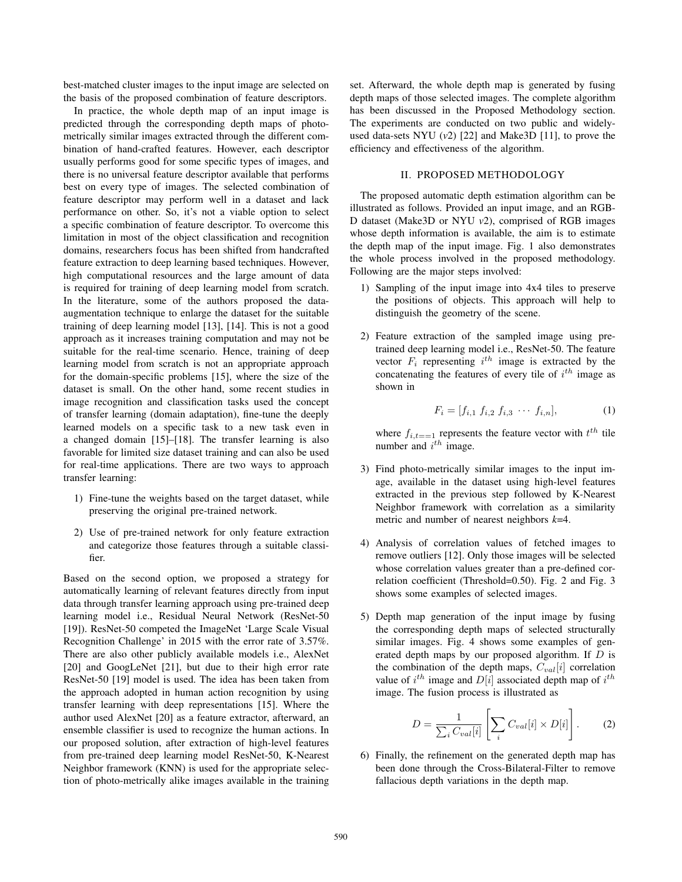best-matched cluster images to the input image are selected on the basis of the proposed combination of feature descriptors.

In practice, the whole depth map of an input image is predicted through the corresponding depth maps of photo-metrically similar images extracted through the different combination of hand-crafted features. However, each descriptor usually performs good for some specific types of images, and there is no universal feature descriptor available that performs best on every type of images. The selected combination of feature descriptor may perform well in a dataset and lack performance on other. So, it's not a viable option to select a specific combination of feature descriptor. To overcome this limitation in most of the object classification and recognition domains, researchers focus has been shifted from handcrafted feature extraction to deep learning based techniques. However, high computational resources and the large amount of data is required for training of deep learning model from scratch. In the literature, some of the authors proposed the data-augmentation technique to enlarge the dataset for the suitable training of deep learning model [13], [14]. This is not a good approach as it increases training computation and may not be suitable for the real-time scenario. Hence, training of deep learning model from scratch is not an appropriate approach for the domain-specific problems [15], where the size of the dataset is small. On the other hand, some recent studies in image recognition and classification tasks used the concept of transfer learning (domain adaptation), fine-tune the deeply learned models on a specific task to a new task even in a changed domain [15]–[18]. The transfer learning is also favorable for limited size dataset training and can also be used for real-time applications. There are two ways to approach transfer learning:

1) Fine-tune the weights based on the target dataset, while preserving the original pre-trained network.
2) Use of pre-trained network for only feature extraction and categorize those features through a suitable classifier.

Based on the second option, we proposed a strategy for automatically learning of relevant features directly from input data through transfer learning approach using pre-trained deep learning model i.e., Residual Neural Network (ResNet-50 [19]). ResNet-50 competed the ImageNet 'Large Scale Visual Recognition Challenge' in 2015 with the error rate of 3.57%. There are also other publicly available models i.e., AlexNet [20] and GoogLeNet [21], but due to their high error rate ResNet-50 [19] model is used. The idea has been taken from the approach adopted in human action recognition by using transfer learning with deep representations [15]. Where the author used AlexNet [20] as a feature extractor, afterward, an ensemble classifier is used to recognize the human actions. In our proposed solution, after extraction of high-level features from pre-trained deep learning model ResNet-50, K-Nearest Neighbor framework (KNN) is used for the appropriate selection of photo-metrically alike images available in the training set. Afterward, the whole depth map is generated by fusing depth maps of those selected images. The complete algorithm has been discussed in the Proposed Methodology section. The experiments are conducted on two public and widely-used data-sets NYU (*v2*) [22] and Make3D [11], to prove the efficiency and effectiveness of the algorithm.

## II. Proposed Methodology

The proposed automatic depth estimation algorithm can be illustrated as follows. Provided an input image, and an RGB-D dataset (Make3D or NYU *v2*), comprised of RGB images whose depth information is available, the aim is to estimate the depth map of the input image. Fig. 1 also demonstrates the whole process involved in the proposed methodology. Following are the major steps involved:

1) Sampling of the input image into 4x4 tiles to preserve the positions of objects. This approach will help to distinguish the geometry of the scene.
2) Feature extraction of the sampled image using pre-trained deep learning model i.e., ResNet-50. The feature vector $F_i$ representing $i^{th}$ image is extracted by the concatenating the features of every tile of $i^{th}$ image as shown in

$$F_i = [f_{i,1} \; f_{i,2} \; f_{i,3} \; \cdots \; f_{i,n}], \tag{1}$$

where $f_{i,t==1}$ represents the feature vector with $t^{th}$ tile number and $i^{th}$ image.

3) Find photo-metrically similar images to the input image, available in the dataset using high-level features extracted in the previous step followed by K-Nearest Neighbor framework with correlation as a similarity metric and number of nearest neighbors *k*=4.
4) Analysis of correlation values of fetched images to remove outliers [12]. Only those images will be selected whose correlation values greater than a pre-defined correlation coefficient (Threshold=0.50). Fig. 2 and Fig. 3 shows some examples of selected images.
5) Depth map generation of the input image by fusing the corresponding depth maps of selected structurally similar images. Fig. 4 shows some examples of generated depth maps by our proposed algorithm. If $D$ is the combination of the depth maps, $C_{val}[i]$ correlation value of $i^{th}$ image and $D[i]$ associated depth map of $i^{th}$ image. The fusion process is illustrated as

$$D = \frac{1}{\sum_i C_{val}[i]} \left[ \sum_i C_{val}[i] \times D[i] \right]. \tag{2}$$

6) Finally, the refinement on the generated depth map has been done through the Cross-Bilateral-Filter to remove fallacious depth variations in the depth map.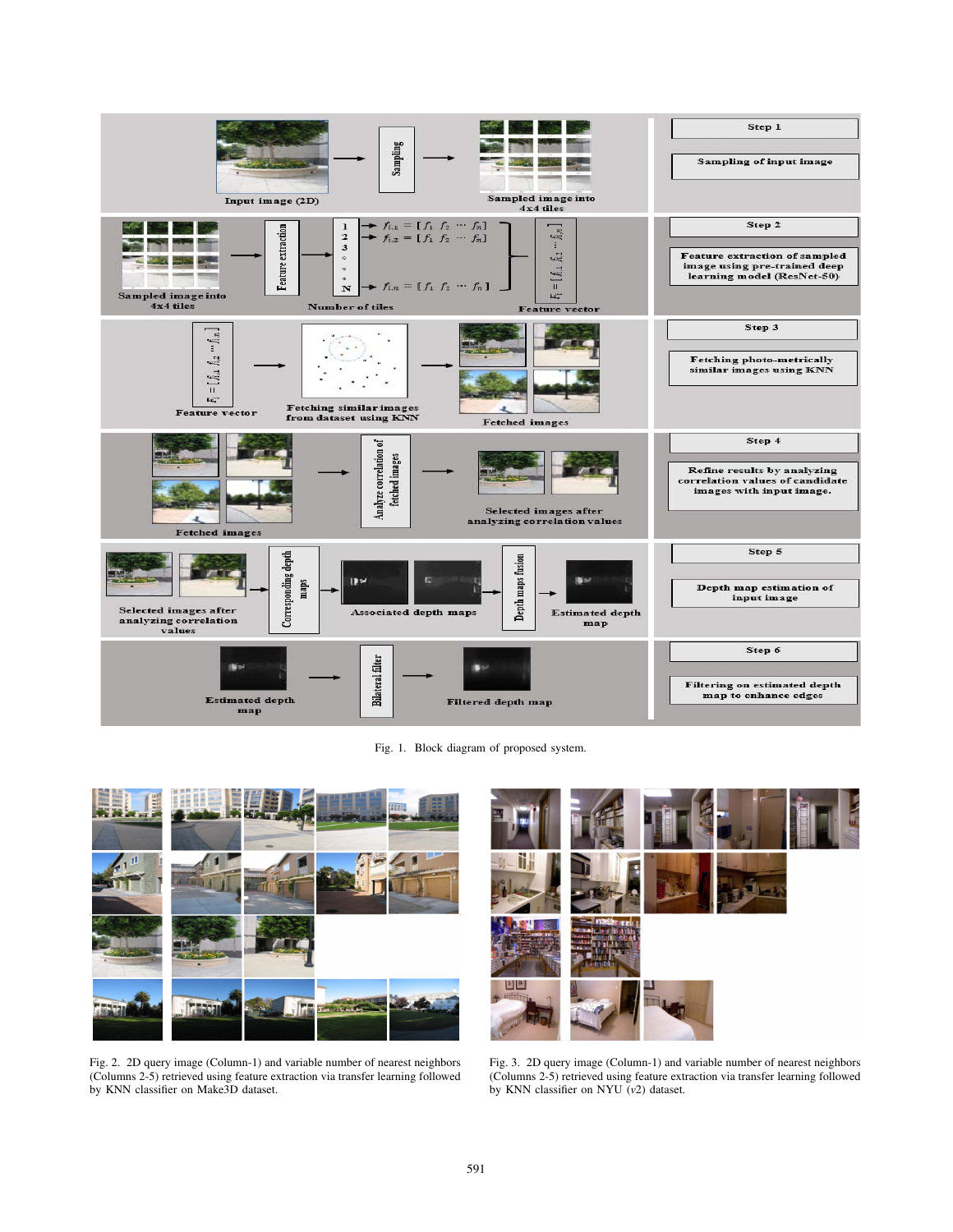Fig. 1. Block diagram of proposed system.

Fig. 2. 2D query image (Column-1) and variable number of nearest neighbors (Columns 2-5) retrieved using feature extraction via transfer learning followed by KNN classifier on Make3D dataset.

Fig. 3. 2D query image (Column-1) and variable number of nearest neighbors (Columns 2-5) retrieved using feature extraction via transfer learning followed by KNN classifier on NYU ($v2$) dataset.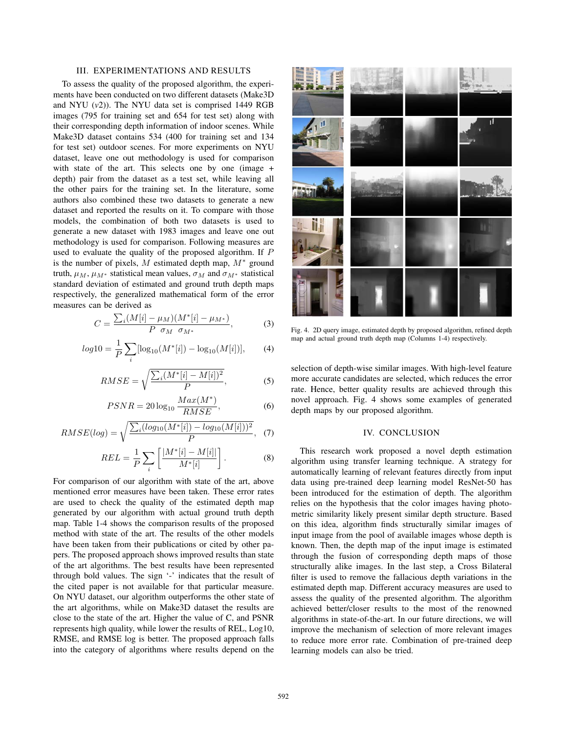## III. EXPERIMENTATIONS AND RESULTS

To assess the quality of the proposed algorithm, the experiments have been conducted on two different datasets (Make3D and NYU ($v2$)). The NYU data set is comprised 1449 RGB images (795 for training set and 654 for test set) along with their corresponding depth information of indoor scenes. While Make3D dataset contains 534 (400 for training set and 134 for test set) outdoor scenes. For more experiments on NYU dataset, leave one out methodology is used for comparison with state of the art. This selects one by one (image + depth) pair from the dataset as a test set, while leaving all the other pairs for the training set. In the literature, some authors also combined these two datasets to generate a new dataset and reported the results on it. To compare with those models, the combination of both these datasets is used to generate a new dataset with 1983 images and leave one out methodology is used for comparison. Following measures are used to evaluate the quality of the proposed algorithm. If $P$ is the number of pixels, $M$ estimated depth map, $M^*$ ground truth, $\mu_M$, $\mu_{M^*}$ statistical mean values, $\sigma_M$ and $\sigma_{M^*}$ statistical standard deviation of estimated and ground truth depth maps respectively, the generalized mathematical form of the error measures can be derived as

$$C = \frac{\sum_i (M[i] - \mu_M)(M^*[i] - \mu_{M^*})}{P \ \sigma_M \ \sigma_{M^*}}, \quad (3)$$

$$log10 = \frac{1}{P}\sum_i [\log_{10}(M^*[i]) - \log_{10}(M[i])], \quad (4)$$

$$RMSE = \sqrt{\frac{\sum_i (M^*[i] - M[i])^2}{P}}, \quad (5)$$

$$PSNR = 20\log_{10}\frac{Max(M^*)}{RMSE}, \quad (6)$$

$$RMSE(log) = \sqrt{\frac{\sum_i (log_{10}(M^*[i]) - log_{10}(M[i]))^2}{P}}, \quad (7)$$

$$REL = \frac{1}{P}\sum_i \left[\frac{|M^*[i] - M[i]|}{M^*[i]}\right]. \quad (8)$$

For comparison of our algorithm with state of the art, above mentioned error measures have been taken. These error rates are used to check the quality of the estimated depth map generated by our algorithm with actual ground truth depth map. Table 1-4 shows the comparison results of the proposed method with state of the art. The results of the other models have been taken from their publications or cited by other papers. The proposed approach shows improved results than state of the art algorithms. The best results have been represented through bold values. The sign '-' indicates that the result of the cited paper is not available for that particular measure. On NYU dataset, our algorithm outperforms the other state of the art algorithms, while on Make3D dataset the results are close to the state of the art. Higher the value of C, and PSNR represents high quality, while lower the results of REL, Log10, RMSE, and RMSE log is better. The proposed approach falls into the category of algorithms where results depend on the selection of depth-wise similar images. With high-level feature more accurate candidates are selected, which reduces the error rate. Hence, better quality results are achieved through this novel approach. Fig. 4 shows some examples of generated depth maps by our proposed algorithm.

Fig. 4. 2D query image, estimated depth by proposed algorithm, refined depth map and actual ground truth depth map (Columns 1-4) respectively.

## IV. CONCLUSION

This research work proposed a novel depth estimation algorithm using transfer learning technique. A strategy for automatically learning of relevant features directly from input data using pre-trained deep learning model ResNet-50 has been introduced for the estimation of depth. The algorithm relies on the hypothesis that the color images having photometric similarity likely present similar depth structure. Based on this idea, algorithm finds structurally similar images of input image from the pool of available images whose depth is known. Then, the depth map of the input image is estimated through the fusion of corresponding depth maps of those structurally alike images. In the last step, a Cross Bilateral filter is used to remove the fallacious depth variations in the estimated depth map. Different accuracy measures are used to assess the quality of the presented algorithm. The algorithm achieved better/closer results to the most of the renowned algorithms in state-of-the-art. In our future directions, we will improve the mechanism of selection of more relevant images to reduce more error rate. Combination of pre-trained deep learning models can also be tried.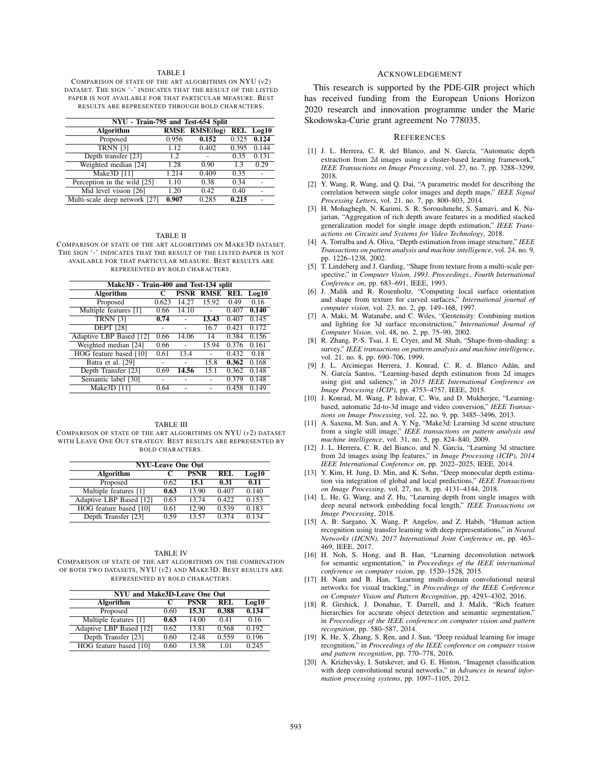TABLE I

COMPARISON OF STATE OF THE ART ALGORITHMS ON NYU ($v2$) DATASET. THE SIGN '-' INDICATES THAT THE RESULT OF THE LISTED PAPER IS NOT AVAILABLE FOR THAT PARTICULAR MEASURE. BEST RESULTS ARE REPRESENTED THROUGH BOLD CHARACTERS.

| NYU - Train-795 and Test-654 Split | | | | |
|---|---|---|---|---|
| **Algorithm** | **RMSE** | **RMSE(log)** | **REL** | **Log10** |
| Proposed | 0.956 | **0.152** | 0.325 | **0.124** |
| TRNN [3] | 1.12 | 0.402 | 0.395 | 0.144 |
| Depth transfer [23] | 1.2 | - | 0.35 | 0.131 |
| Weighted median [24] | 1.28 | 0.90 | 1.3 | 0.29 |
| Make3D [11] | 1.214 | 0.409 | 0.35 | - |
| Perception in the wild [25] | 1.10 | 0.38 | 0.34 | - |
| Mid level vision [26] | 1.20 | 0.42 | 0.40 | - |
| Multi-scale deep network [27] | **0.907** | 0.285 | **0.215** | - |

TABLE II

COMPARISON OF STATE OF THE ART ALGORITHMS ON MAKE3D DATASET. THE SIGN '-' INDICATES THAT THE RESULT OF THE LISTED PAPER IS NOT AVAILABLE FOR THAT PARTICULAR MEASURE. BEST RESULTS ARE REPRESENTED BY BOLD CHARACTERS.

| Make3D - Train-400 and Test-134 split | | | | | |
|---|---|---|---|---|---|
| **Algorithm** | **C** | **PSNR** | **RMSE** | **REL** | **Log10** |
| Proposed | 0.623 | 14.27 | 15.92 | 0.49 | 0.16 |
| Multiple features [1] | 0.66 | 14.10 | - | 0.407 | **0.140** |
| TRNN [3] | **0.74** | - | **13.43** | 0.407 | 0.145 |
| DEPT [28] | - | - | 16.7 | 0.421 | 0.172 |
| Adaptive LBP Based [12] | 0.66 | 14.06 | 14 | 0.384 | 0.156 |
| Weighted median [24] | 0.66 | - | 15.94 | 0.376 | 0.161 |
| HOG feature based [10] | 0.61 | 13.4 | - | 0.432 | 0.18 |
| Batra et al. [29] | - | - | 15.8 | **0.362** | 0.168 |
| Depth Transfer [23] | 0.69 | **14.56** | 15.1 | 0.362 | 0.148 |
| Semantic label [30] | - | - | - | 0.379 | 0.148 |
| Make3D [11] | 0.64 | - | - | 0.458 | 0.149 |

TABLE III

COMPARISON OF STATE OF THE ART ALGORITHMS ON NYU ($v2$) DATASET WITH LEAVE ONE OUT STRATEGY. BEST RESULTS ARE REPRESENTED BY BOLD CHARACTERS.

| NYU-Leave One Out | | | | |
|---|---|---|---|---|
| **Algorithm** | **C** | **PSNR** | **REL** | **Log10** |
| Proposed | 0.62 | **15.1** | **0.31** | **0.11** |
| Multiple features [1] | **0.63** | 13.90 | 0.407 | 0.140 |
| Adaptive LBP Based [12] | 0.63 | 13.74 | 0.422 | 0.153 |
| HOG feature based [10] | 0.61 | 12.90 | 0.539 | 0.183 |
| Depth Transfer [23] | 0.59 | 13.57 | 0.374 | 0.134 |

TABLE IV

COMPARISON OF STATE OF THE ART ALGORITHMS ON THE COMBINATION OF BOTH TWO DATASETS, NYU ($v2$) AND MAKE3D. BEST RESULTS ARE REPRESENTED BY BOLD CHARACTERS.

| NYU and Make3D-Leave One Out | | | | |
|---|---|---|---|---|
| **Algorithm** | **C** | **PSNR** | **REL** | **Log10** |
| Proposed | 0.60 | **15.31** | **0.388** | **0.134** |
| Multiple features [1] | **0.63** | 14.00 | 0.41 | 0.16 |
| Adaptive LBP Based [12] | 0.62 | 13.81 | 0.568 | 0.192 |
| Depth Transfer [23] | 0.60 | 12.48 | 0.559 | 0.196 |
| HOG feature based [10] | 0.60 | 13.58 | 1.01 | 0.245 |

## ACKNOWLEDGEMENT

This research is supported by the PDE-GIR project which has received funding from the European Unions Horizon 2020 research and innovation programme under the Marie Skodowska-Curie grant agreement No 778035.

## REFERENCES

[1] J. L. Herrera, C. R. del Blanco, and N. García, "Automatic depth extraction from 2d images using a cluster-based learning framework," *IEEE Transactions on Image Processing*, vol. 27, no. 7, pp. 3288–3299, 2018.

[2] Y. Wang, R. Wang, and Q. Dai, "A parametric model for describing the correlation between single color images and depth maps," *IEEE Signal Processing Letters*, vol. 21, no. 7, pp. 800–803, 2014.

[3] H. Mohaghegh, N. Karimi, S. R. Soroushmehr, S. Samavi, and K. Najarian, "Aggregation of rich depth aware features in a modified stacked generalization model for single image depth estimation," *IEEE Transactions on Circuits and Systems for Video Technology*, 2018.

[4] A. Torralba and A. Oliva, "Depth estimation from image structure," *IEEE Transactions on pattern analysis and machine intelligence*, vol. 24, no. 9, pp. 1226–1238, 2002.

[5] T. Lindeberg and J. Garding, "Shape from texture from a multi-scale perspective," in *Computer Vision, 1993. Proceedings., Fourth International Conference on*, pp. 683–691, IEEE, 1993.

[6] J. Malik and R. Rosenholtz, "Computing local surface orientation and shape from texture for curved surfaces," *International journal of computer vision*, vol. 23, no. 2, pp. 149–168, 1997.

[7] A. Maki, M. Watanabe, and C. Wiles, "Geotensity: Combining motion and lighting for 3d surface reconstruction," *International Journal of Computer Vision*, vol. 48, no. 2, pp. 75–90, 2002.

[8] R. Zhang, P.-S. Tsai, J. E. Cryer, and M. Shah, "Shape-from-shading: a survey," *IEEE transactions on pattern analysis and machine intelligence*, vol. 21, no. 8, pp. 690–706, 1999.

[9] J. L. Arciniegas Herrera, J. Konrad, C. R. d. Blanco Adán, and N. García Santos, "Learning-based depth estimation from 2d images using gist and saliency," in *2015 IEEE International Conference on Image Processing (ICIP)*, pp. 4753–4757, IEEE, 2015.

[10] J. Konrad, M. Wang, P. Ishwar, C. Wu, and D. Mukherjee, "Learning-based, automatic 2d-to-3d image and video conversion," *IEEE Transactions on Image Processing*, vol. 22, no. 9, pp. 3485–3496, 2013.

[11] A. Saxena, M. Sun, and A. Y. Ng, "Make3d: Learning 3d scene structure from a single still image," *IEEE transactions on pattern analysis and machine intelligence*, vol. 31, no. 5, pp. 824–840, 2009.

[12] J. L. Herrera, C. R. del Blanco, and N. García, "Learning 3d structure from 2d images using lbp features," in *Image Processing (ICIP), 2014 IEEE International Conference on*, pp. 2022–2025, IEEE, 2014.

[13] Y. Kim, H. Jung, D. Min, and K. Sohn, "Deep monocular depth estimation via integration of global and local predictions," *IEEE Transactions on Image Processing*, vol. 27, no. 8, pp. 4131–4144, 2018.

[14] L. He, G. Wang, and Z. Hu, "Learning depth from single images with deep neural network embedding focal length," *IEEE Transactions on Image Processing*, 2018.

[15] A. B. Sargano, X. Wang, P. Angelov, and Z. Habib, "Human action recognition using transfer learning with deep representations," in *Neural Networks (IJCNN), 2017 International Joint Conference on*, pp. 463–469, IEEE, 2017.

[16] H. Noh, S. Hong, and B. Han, "Learning deconvolution network for semantic segmentation," in *Proceedings of the IEEE international conference on computer vision*, pp. 1520–1528, 2015.

[17] H. Nam and B. Han, "Learning multi-domain convolutional neural networks for visual tracking," in *Proceedings of the IEEE Conference on Computer Vision and Pattern Recognition*, pp. 4293–4302, 2016.

[18] R. Girshick, J. Donahue, T. Darrell, and J. Malik, "Rich feature hierarchies for accurate object detection and semantic segmentation," in *Proceedings of the IEEE conference on computer vision and pattern recognition*, pp. 580–587, 2014.

[19] K. He, X. Zhang, S. Ren, and J. Sun, "Deep residual learning for image recognition," in *Proceedings of the IEEE conference on computer vision and pattern recognition*, pp. 770–778, 2016.

[20] A. Krizhevsky, I. Sutskever, and G. E. Hinton, "Imagenet classification with deep convolutional neural networks," in *Advances in neural information processing systems*, pp. 1097–1105, 2012.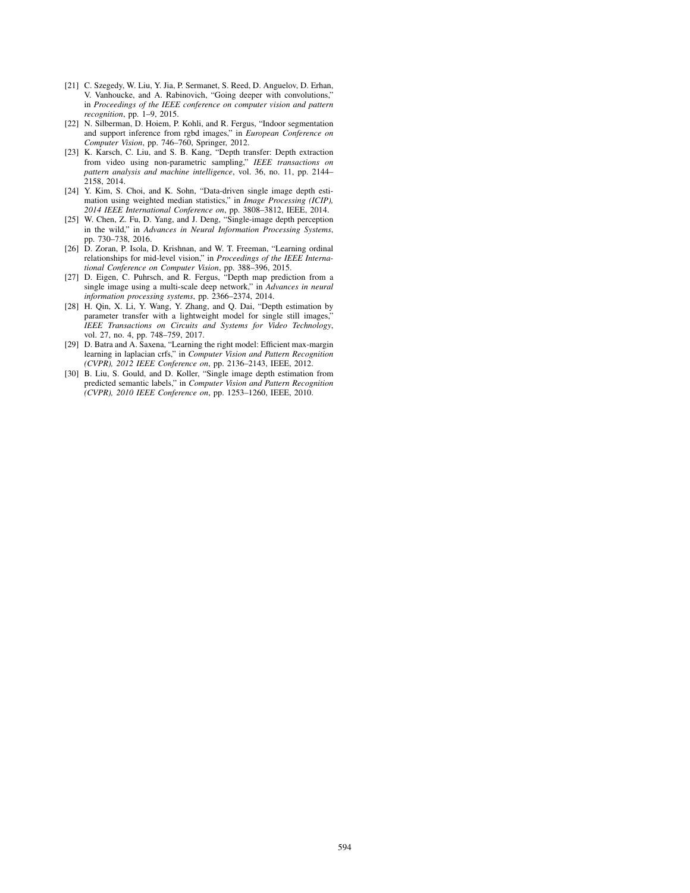[21] C. Szegedy, W. Liu, Y. Jia, P. Sermanet, S. Reed, D. Anguelov, D. Erhan, V. Vanhoucke, and A. Rabinovich, "Going deeper with convolutions," in *Proceedings of the IEEE conference on computer vision and pattern recognition*, pp. 1–9, 2015.

[22] N. Silberman, D. Hoiem, P. Kohli, and R. Fergus, "Indoor segmentation and support inference from rgbd images," in *European Conference on Computer Vision*, pp. 746–760, Springer, 2012.

[23] K. Karsch, C. Liu, and S. B. Kang, "Depth transfer: Depth extraction from video using non-parametric sampling," *IEEE transactions on pattern analysis and machine intelligence*, vol. 36, no. 11, pp. 2144–2158, 2014.

[24] Y. Kim, S. Choi, and K. Sohn, "Data-driven single image depth estimation using weighted median statistics," in *Image Processing (ICIP), 2014 IEEE International Conference on*, pp. 3808–3812, IEEE, 2014.

[25] W. Chen, Z. Fu, D. Yang, and J. Deng, "Single-image depth perception in the wild," in *Advances in Neural Information Processing Systems*, pp. 730–738, 2016.

[26] D. Zoran, P. Isola, D. Krishnan, and W. T. Freeman, "Learning ordinal relationships for mid-level vision," in *Proceedings of the IEEE International Conference on Computer Vision*, pp. 388–396, 2015.

[27] D. Eigen, C. Puhrsch, and R. Fergus, "Depth map prediction from a single image using a multi-scale deep network," in *Advances in neural information processing systems*, pp. 2366–2374, 2014.

[28] H. Qin, X. Li, Y. Wang, Y. Zhang, and Q. Dai, "Depth estimation by parameter transfer with a lightweight model for single still images," *IEEE Transactions on Circuits and Systems for Video Technology*, vol. 27, no. 4, pp. 748–759, 2017.

[29] D. Batra and A. Saxena, "Learning the right model: Efficient max-margin learning in laplacian crfs," in *Computer Vision and Pattern Recognition (CVPR), 2012 IEEE Conference on*, pp. 2136–2143, IEEE, 2012.

[30] B. Liu, S. Gould, and D. Koller, "Single image depth estimation from predicted semantic labels," in *Computer Vision and Pattern Recognition (CVPR), 2010 IEEE Conference on*, pp. 1253–1260, IEEE, 2010.